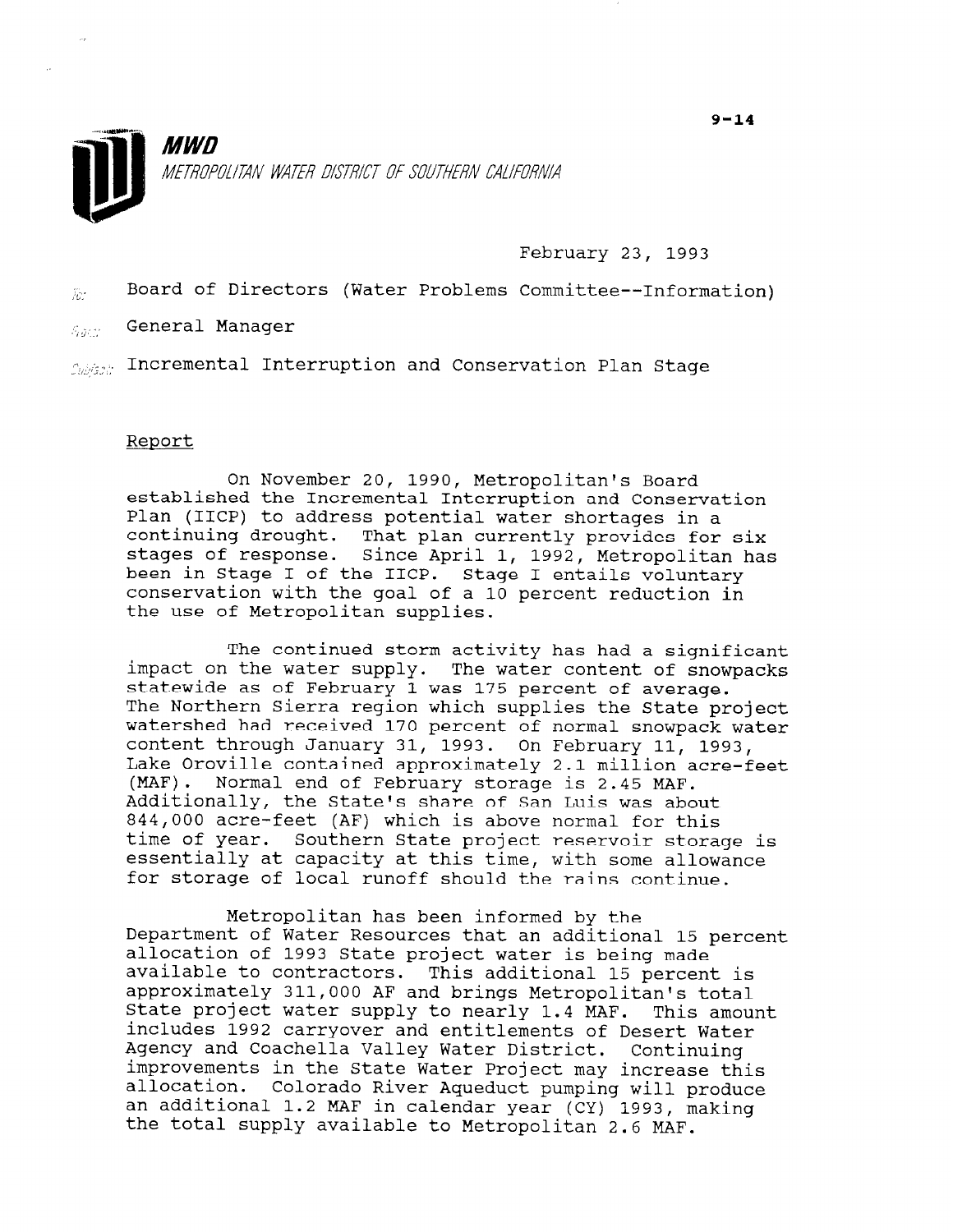**MWD**

METROPOLITAN WATER DISTRICT OF SOUTHERN CALIFORNIA

9-14

February 23, 1993

To: Board of Directors (Water Problems Committee--Information)

From: General Manager

Subject: Incremental Interruption and Conservation Plan Stage

## Report

On November 20, 1990, Metropolitan's Board established the Incremental Interruption and Conservation Plan (IICP) to address potential water shortages in a continuing drought. That plan currently provides for six stages of response. Since April 1, 1992, Metropolitan has been in Stage I of the IICP. Stage I entails voluntary conservation with the goal of a 10 percent reduction in the use of Metropolitan supplies.

The continued storm activity has had a significant impact on the water supply. The water content of snowpacks statewide as of February 1 was 175 percent of average. The Northern Sierra region which supplies the State project watershed had received 170 percent of normal snowpack water content through January 31, 1993. On February 11, 1993, Lake Oroville contained approximately 2.1 million acre-feet (MAF). Normal end of February storage is 2.45 MAF. Additionally, the State's share of San Luis was about 844,000 acre-feet (AF) which is above normal for this time of year. Southern State project reservoir storage is essentially at capacity at this time, with some allowance for storage of local runoff should the rains continue.

Metropolitan has been informed by the Department of Water Resources that an additional 15 percent allocation of 1993 State project water is being made available to contractors. This additional 15 percent is approximately 311,000 AF and brings Metropolitan's total State project water supply to nearly 1.4 MAF. This amount includes 1992 carryover and entitlements of Desert Water Agency and Coachella Valley Water District. Continuing improvements in the State Water Project may increase this allocation. Colorado River Aqueduct pumping will produce an additional 1.2 MAF in calendar year (CY) 1993, making the total supply available to Metropolitan 2.6 MAF.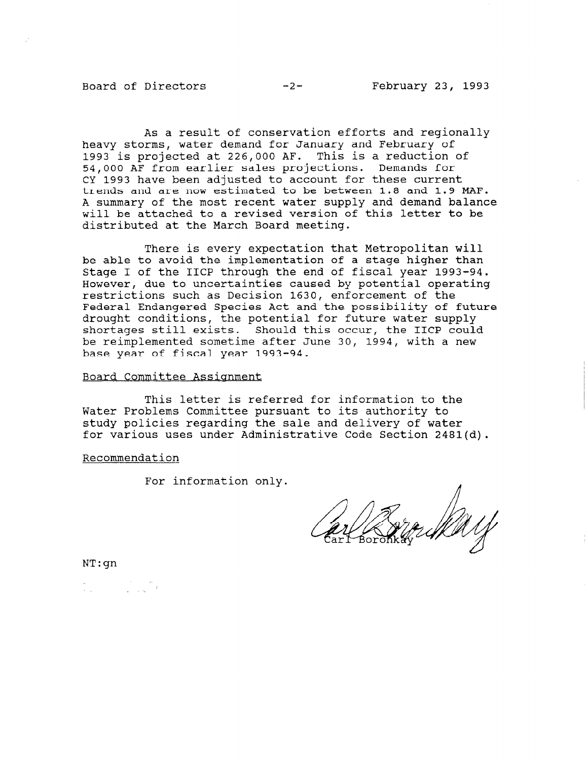As a result of conservation efforts and regionally heavy storms, water demand for January and February of 1993 is projected at 226,000 AF. This is a reduction of 54,000 AF from earlier sales projections. Demands for CY 1993 have been adjusted to account for these current trends and are now estimated to be between 1.8 and 1.9 MAF. A summary of the most recent water supply and demand balance will be attached to a revised version of this letter to be distributed at the March Board meeting.

There is every expectation that Metropolitan will be able to avoid the implementation of a stage higher than Stage I of the IICP through the end of fiscal year 1993-94. However, due to uncertainties caused by potential operating restrictions such as Decision 1630, enforcement of the Federal Endangered Species Act and the possibility of future drought conditions, the potential for future water supply shortages still exists. Should this occur, the IICP could be reimplemented sometime after June 30, 1994, with a new base year of fiscal year 1993-94.

Board Committee Assignment

This letter is referred for information to the Water Problems Committee pursuant to its authority to study policies regarding the sale and delivery of water for various uses under Administrative Code Section 2481(d).

Recommendation

For information only.

Carl Boronkay

NT:gn